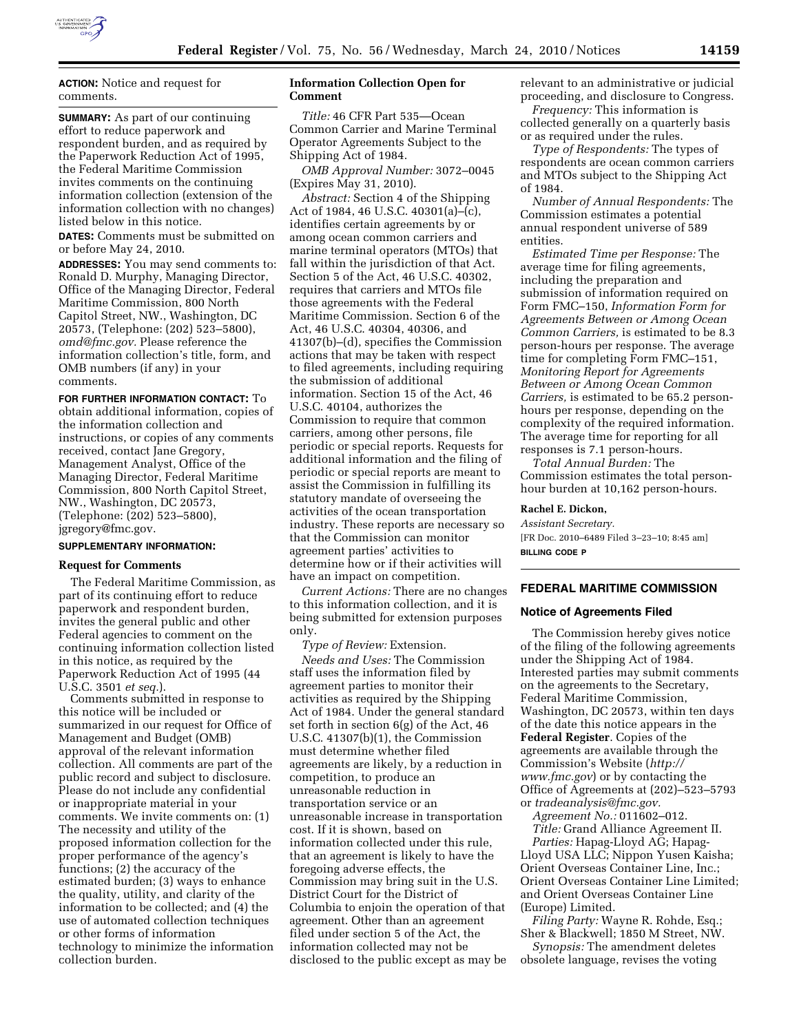**ACTION:** Notice and request for comments.

**SUMMARY:** As part of our continuing effort to reduce paperwork and respondent burden, and as required by the Paperwork Reduction Act of 1995, the Federal Maritime Commission invites comments on the continuing information collection (extension of the information collection with no changes) listed below in this notice.

**DATES:** Comments must be submitted on or before May 24, 2010.

**ADDRESSES:** You may send comments to: Ronald D. Murphy, Managing Director, Office of the Managing Director, Federal Maritime Commission, 800 North Capitol Street, NW., Washington, DC 20573, (Telephone: (202) 523–5800), *omd@fmc.gov.* Please reference the information collection's title, form, and OMB numbers (if any) in your comments.

**FOR FURTHER INFORMATION CONTACT:** To obtain additional information, copies of the information collection and instructions, or copies of any comments received, contact Jane Gregory, Management Analyst, Office of the Managing Director, Federal Maritime Commission, 800 North Capitol Street, NW., Washington, DC 20573, (Telephone: (202) 523–5800), jgregory@fmc.gov.

**SUPPLEMENTARY INFORMATION:**

**Request for Comments**

The Federal Maritime Commission, as part of its continuing effort to reduce paperwork and respondent burden, invites the general public and other Federal agencies to comment on the continuing information collection listed in this notice, as required by the Paperwork Reduction Act of 1995 (44 U.S.C. 3501 *et seq.*).

Comments submitted in response to this notice will be included or summarized in our request for Office of Management and Budget (OMB) approval of the relevant information collection. All comments are part of the public record and subject to disclosure. Please do not include any confidential or inappropriate material in your comments. We invite comments on: (1) The necessity and utility of the proposed information collection for the proper performance of the agency's functions; (2) the accuracy of the estimated burden; (3) ways to enhance the quality, utility, and clarity of the information to be collected; and (4) the use of automated collection techniques or other forms of information technology to minimize the information collection burden.

**Information Collection Open for Comment**

*Title:* 46 CFR Part 535—Ocean Common Carrier and Marine Terminal Operator Agreements Subject to the Shipping Act of 1984.

*OMB Approval Number:* 3072–0045 (Expires May 31, 2010).

*Abstract:* Section 4 of the Shipping Act of 1984, 46 U.S.C. 40301(a)–(c), identifies certain agreements by or among ocean common carriers and marine terminal operators (MTOs) that fall within the jurisdiction of that Act. Section 5 of the Act, 46 U.S.C. 40302, requires that carriers and MTOs file those agreements with the Federal Maritime Commission. Section 6 of the Act, 46 U.S.C. 40304, 40306, and 41307(b)–(d), specifies the Commission actions that may be taken with respect to filed agreements, including requiring the submission of additional information. Section 15 of the Act, 46 U.S.C. 40104, authorizes the Commission to require that common carriers, among other persons, file periodic or special reports. Requests for additional information and the filing of periodic or special reports are meant to assist the Commission in fulfilling its statutory mandate of overseeing the activities of the ocean transportation industry. These reports are necessary so that the Commission can monitor agreement parties' activities to determine how or if their activities will have an impact on competition.

*Current Actions:* There are no changes to this information collection, and it is being submitted for extension purposes only.

*Type of Review:* Extension.

*Needs and Uses:* The Commission staff uses the information filed by agreement parties to monitor their activities as required by the Shipping Act of 1984. Under the general standard set forth in section 6(g) of the Act, 46 U.S.C. 41307(b)(1), the Commission must determine whether filed agreements are likely, by a reduction in competition, to produce an unreasonable reduction in transportation service or an unreasonable increase in transportation cost. If it is shown, based on information collected under this rule, that an agreement is likely to have the foregoing adverse effects, the Commission may bring suit in the U.S. District Court for the District of Columbia to enjoin the operation of that agreement. Other than an agreement filed under section 5 of the Act, the information collected may not be disclosed to the public except as may be relevant to an administrative or judicial proceeding, and disclosure to Congress.

*Frequency:* This information is collected generally on a quarterly basis or as required under the rules.

*Type of Respondents:* The types of respondents are ocean common carriers and MTOs subject to the Shipping Act of 1984.

*Number of Annual Respondents:* The Commission estimates a potential annual respondent universe of 589 entities.

*Estimated Time per Response:* The average time for filing agreements, including the preparation and submission of information required on Form FMC–150, *Information Form for Agreements Between or Among Ocean Common Carriers,* is estimated to be 8.3 person-hours per response. The average time for completing Form FMC–151, *Monitoring Report for Agreements Between or Among Ocean Common Carriers,* is estimated to be 65.2 person-hours per response, depending on the complexity of the required information. The average time for reporting for all responses is 7.1 person-hours.

*Total Annual Burden:* The Commission estimates the total person-hour burden at 10,162 person-hours.

**Rachel E. Dickon,**

*Assistant Secretary.*

[FR Doc. 2010–6489 Filed 3–23–10; 8:45 am]

**BILLING CODE P**

## FEDERAL MARITIME COMMISSION

### Notice of Agreements Filed

The Commission hereby gives notice of the filing of the following agreements under the Shipping Act of 1984. Interested parties may submit comments on the agreements to the Secretary, Federal Maritime Commission, Washington, DC 20573, within ten days of the date this notice appears in the **Federal Register**. Copies of the agreements are available through the Commission's Website (*http://www.fmc.gov*) or by contacting the Office of Agreements at (202)–523–5793 or *tradeanalysis@fmc.gov.*

*Agreement No.:* 011602–012.

*Title:* Grand Alliance Agreement II.

*Parties:* Hapag-Lloyd AG; Hapag-Lloyd USA LLC; Nippon Yusen Kaisha; Orient Overseas Container Line, Inc.; Orient Overseas Container Line Limited; and Orient Overseas Container Line (Europe) Limited.

*Filing Party:* Wayne R. Rohde, Esq.; Sher & Blackwell; 1850 M Street, NW.

*Synopsis:* The amendment deletes obsolete language, revises the voting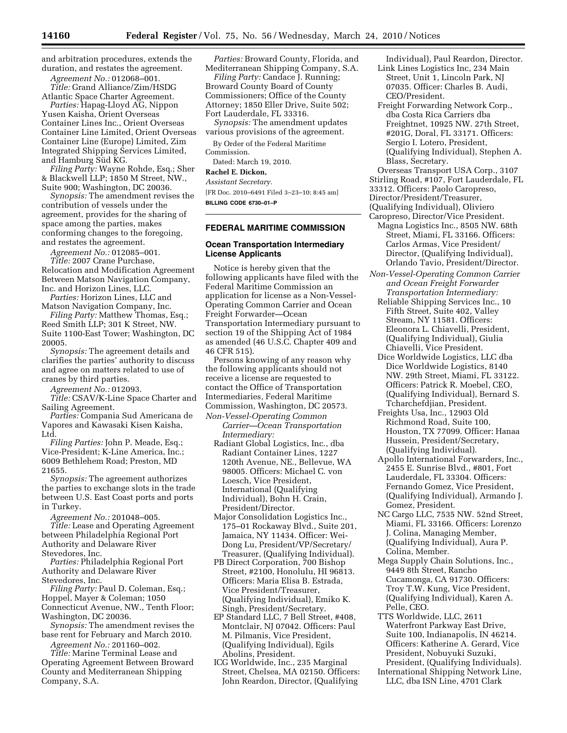and arbitration procedures, extends the duration, and restates the agreement.

*Agreement No.:* 012068–001.

*Title:* Grand Alliance/Zim/HSDG Atlantic Space Charter Agreement.

*Parties:* Hapag-Lloyd AG, Nippon Yusen Kaisha, Orient Overseas Container Lines Inc., Orient Overseas Container Line Limited, Orient Overseas Container Line (Europe) Limited, Zim Integrated Shipping Services Limited, and Hamburg Süd KG.

*Filing Party:* Wayne Rohde, Esq.; Sher & Blackwell LLP; 1850 M Street, NW., Suite 900; Washington, DC 20036.

*Synopsis:* The amendment revises the contribution of vessels under the agreement, provides for the sharing of space among the parties, makes conforming changes to the foregoing, and restates the agreement.

*Agreement No.:* 012085–001.

*Title:* 2007 Crane Purchase, Relocation and Modification Agreement Between Matson Navigation Company, Inc. and Horizon Lines, LLC.

*Parties:* Horizon Lines, LLC and Matson Navigation Company, Inc.

*Filing Party:* Matthew Thomas, Esq.; Reed Smith LLP; 301 K Street, NW. Suite 1100-East Tower; Washington, DC 20005.

*Synopsis:* The agreement details and clarifies the parties' authority to discuss and agree on matters related to use of cranes by third parties.

*Agreement No.:* 012093.

*Title:* CSAV/K-Line Space Charter and Sailing Agreement.

*Parties:* Compania Sud Americana de Vapores and Kawasaki Kisen Kaisha, Ltd.

*Filing Parties:* John P. Meade, Esq.; Vice-President; K-Line America, Inc.; 6009 Bethlehem Road; Preston, MD 21655.

*Synopsis:* The agreement authorizes the parties to exchange slots in the trade between U.S. East Coast ports and ports in Turkey.

*Agreement No.:* 201048–005.

*Title:* Lease and Operating Agreement between Philadelphia Regional Port Authority and Delaware River Stevedores, Inc.

*Parties:* Philadelphia Regional Port Authority and Delaware River Stevedores, Inc.

*Filing Party:* Paul D. Coleman, Esq.; Hoppel, Mayer & Coleman; 1050 Connecticut Avenue, NW., Tenth Floor; Washington, DC 20036.

*Synopsis:* The amendment revises the base rent for February and March 2010.

*Agreement No.:* 201160–002.

*Title:* Marine Terminal Lease and Operating Agreement Between Broward County and Mediterranean Shipping Company, S.A.

*Parties:* Broward County, Florida, and Mediterranean Shipping Company, S.A.

*Filing Party:* Candace J. Running; Broward County Board of County Commissioners; Office of the County Attorney; 1850 Eller Drive, Suite 502; Fort Lauderdale, FL 33316.

*Synopsis:* The amendment updates various provisions of the agreement.

By Order of the Federal Maritime Commission.

Dated: March 19, 2010.

**Rachel E. Dickon,**

*Assistant Secretary.*

[FR Doc. 2010–6491 Filed 3–23–10; 8:45 am]

**BILLING CODE 6730–01–P**

## FEDERAL MARITIME COMMISSION

### Ocean Transportation Intermediary License Applicants

Notice is hereby given that the following applicants have filed with the Federal Maritime Commission an application for license as a Non-Vessel-Operating Common Carrier and Ocean Freight Forwarder—Ocean Transportation Intermediary pursuant to section 19 of the Shipping Act of 1984 as amended (46 U.S.C. Chapter 409 and 46 CFR 515).

Persons knowing of any reason why the following applicants should not receive a license are requested to contact the Office of Transportation Intermediaries, Federal Maritime Commission, Washington, DC 20573.

*Non-Vessel-Operating Common Carrier—Ocean Transportation Intermediary:*

Radiant Global Logistics, Inc., dba Radiant Container Lines, 1227 120th Avenue, NE., Bellevue, WA 98005. Officers: Michael C. von Loesch, Vice President, International (Qualifying Individual), Bohn H. Crain, President/Director.

Major Consolidation Logistics Inc., 175–01 Rockaway Blvd., Suite 201, Jamaica, NY 11434. Officer: Wei-Dong Lu, President/VP/Secretary/Treasurer, (Qualifying Individual).

PB Direct Corporation, 700 Bishop Street, #2100, Honolulu, HI 96813. Officers: Maria Elisa B. Estrada, Vice President/Treasurer, (Qualifying Individual), Emiko K. Singh, President/Secretary.

EP Standard LLC, 7 Bell Street, #408, Montclair, NJ 07042. Officers: Paul M. Pilmanis, Vice President, (Qualifying Individual), Egils Abolins, President.

ICG Worldwide, Inc., 235 Marginal Street, Chelsea, MA 02150. Officers: John Reardon, Director, (Qualifying Individual), Paul Reardon, Director.

Link Lines Logistics Inc, 234 Main Street, Unit 1, Lincoln Park, NJ 07035. Officer: Charles B. Audi, CEO/President.

Freight Forwarding Network Corp., dba Costa Rica Carriers dba Freightnet, 10925 NW. 27th Street, #201G, Doral, FL 33171. Officers: Sergio I. Lotero, President, (Qualifying Individual), Stephen A. Blass, Secretary.

Overseas Transport USA Corp., 3107 Stirling Road, #107, Fort Lauderdale, FL 33312. Officers: Paolo Caropreso, Director/President/Treasurer, (Qualifying Individual), Oliviero Caropreso, Director/Vice President.

Magna Logistics Inc., 8505 NW. 68th Street, Miami, FL 33166. Officers: Carlos Armas, Vice President/Director, (Qualifying Individual), Orlando Tavio, President/Director.

*Non-Vessel-Operating Common Carrier and Ocean Freight Forwarder Transportation Intermediary:*

Reliable Shipping Services Inc., 10 Fifth Street, Suite 402, Valley Stream, NY 11581. Officers: Eleonora L. Chiavelli, President, (Qualifying Individual), Giulia Chiavelli, Vice President.

Dice Worldwide Logistics, LLC dba Dice Worldwide Logistics, 8140 NW. 29th Street, Miami, FL 33122. Officers: Patrick R. Moebel, CEO, (Qualifying Individual), Bernard S. Tcharchefdjian, President.

Freights Usa, Inc., 12903 Old Richmond Road, Suite 100, Houston, TX 77099. Officer: Hanaa Hussein, President/Secretary, (Qualifying Individual).

Apollo International Forwarders, Inc., 2455 E. Sunrise Blvd., #801, Fort Lauderdale, FL 33304. Officers: Fernando Gomez, Vice President, (Qualifying Individual), Armando J. Gomez, President.

NC Cargo LLC, 7535 NW. 52nd Street, Miami, FL 33166. Officers: Lorenzo J. Colina, Managing Member, (Qualifying Individual), Aura P. Colina, Member.

Mega Supply Chain Solutions, Inc., 9449 8th Street, Rancho Cucamonga, CA 91730. Officers: Troy T.W. Kung, Vice President, (Qualifying Individual), Karen A. Pelle, CEO.

TTS Worldwide, LLC, 2611 Waterfront Parkway East Drive, Suite 100, Indianapolis, IN 46214. Officers: Katherine A. Gerard, Vice President, Nobuyuki Suzuki, President, (Qualifying Individuals).

International Shipping Network Line, LLC, dba ISN Line, 4701 Clark